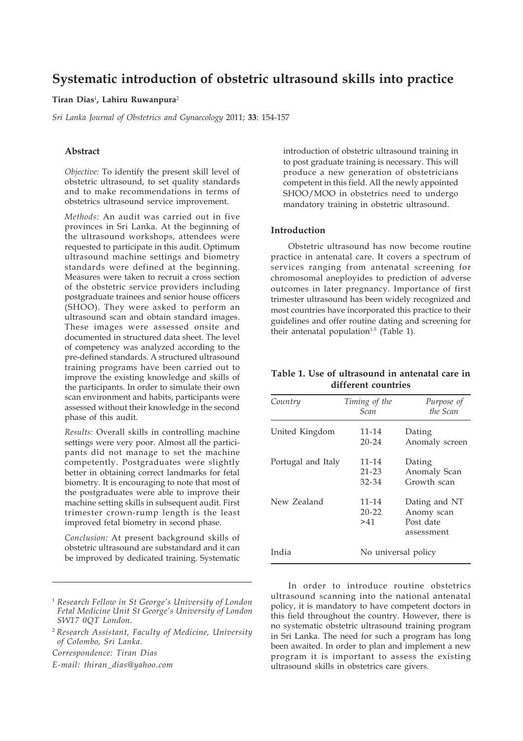# Systematic introduction of obstetric ultrasound skills into practice

**Tiran Dias**[1], **Lahiru Ruwanpura**[2]

*Sri Lanka Journal of Obstetrics and Gynaecology* 2011; **33**: 154-157

## Abstract

*Objective:* To identify the present skill level of obstetric ultrasound, to set quality standards and to make recommendations in terms of obstetrics ultrasound service improvement.

*Methods:* An audit was carried out in five provinces in Sri Lanka. At the beginning of the ultrasound workshops, attendees were requested to participate in this audit. Optimum ultrasound machine settings and biometry standards were defined at the beginning. Measures were taken to recruit a cross section of the obstetric service providers including postgraduate trainees and senior house officers (SHOO). They were asked to perform an ultrasound scan and obtain standard images. These images were assessed onsite and documented in structured data sheet. The level of competency was analyzed according to the pre-defined standards. A structured ultrasound training programs have been carried out to improve the existing knowledge and skills of the participants. In order to simulate their own scan environment and habits, participants were assessed without their knowledge in the second phase of this audit.

*Results:* Overall skills in controlling machine settings were very poor. Almost all the participants did not manage to set the machine competently. Postgraduates were slightly better in obtaining correct landmarks for fetal biometry. It is encouraging to note that most of the postgraduates were able to improve their machine setting skills in subsequent audit. First trimester crown-rump length is the least improved fetal biometry in second phase.

*Conclusion:* At present background skills of obstetric ultrasound are substandard and it can be improved by dedicated training. Systematic introduction of obstetric ultrasound training in to post graduate training is necessary. This will produce a new generation of obstetricians competent in this field. All the newly appointed SHOO/MOO in obstetrics need to undergo mandatory training in obstetric ultrasound.

## Introduction

Obstetric ultrasound has now become routine practice in antenatal care. It covers a spectrum of services ranging from antenatal screening for chromosomal aneployides to prediction of adverse outcomes in later pregnancy. Importance of first trimester ultrasound has been widely recognized and most countries have incorporated this practice to their guidelines and offer routine dating and screening for their antenatal population[1-5] (Table 1).

**Table 1. Use of ultrasound in antenatal care in different countries**

| *Country* | *Timing of the Scan* | *Purpose of the Scan* |
|---|---|---|
| United Kingdom | 11-14<br>20-24 | Dating<br>Anomaly screen |
| Portugal and Italy | 11-14<br>21-23<br>32-34 | Dating<br>Anomaly Scan<br>Growth scan |
| New Zealand | 11-14<br>20-22<br>>41 | Dating and NT<br>Anomy scan<br>Post date assessment |
| India | No universal policy | |

In order to introduce routine obstetrics ultrasound scanning into the national antenatal policy, it is mandatory to have competent doctors in this field throughout the country. However, there is no systematic obstetric ultrasound training program in Sri Lanka. The need for such a program has long been awaited. In order to plan and implement a new program it is important to assess the existing ultrasound skills in obstetrics care givers.

---

[1] *Research Fellow in St George's University of London Fetal Medicine Unit St George's University of London SW17 0QT London.*

[2] *Research Assistant, Faculty of Medicine, University of Colombo, Sri Lanka.*

*Correspondence: Tiran Dias*

*E-mail: thiran_dias@yahoo.com*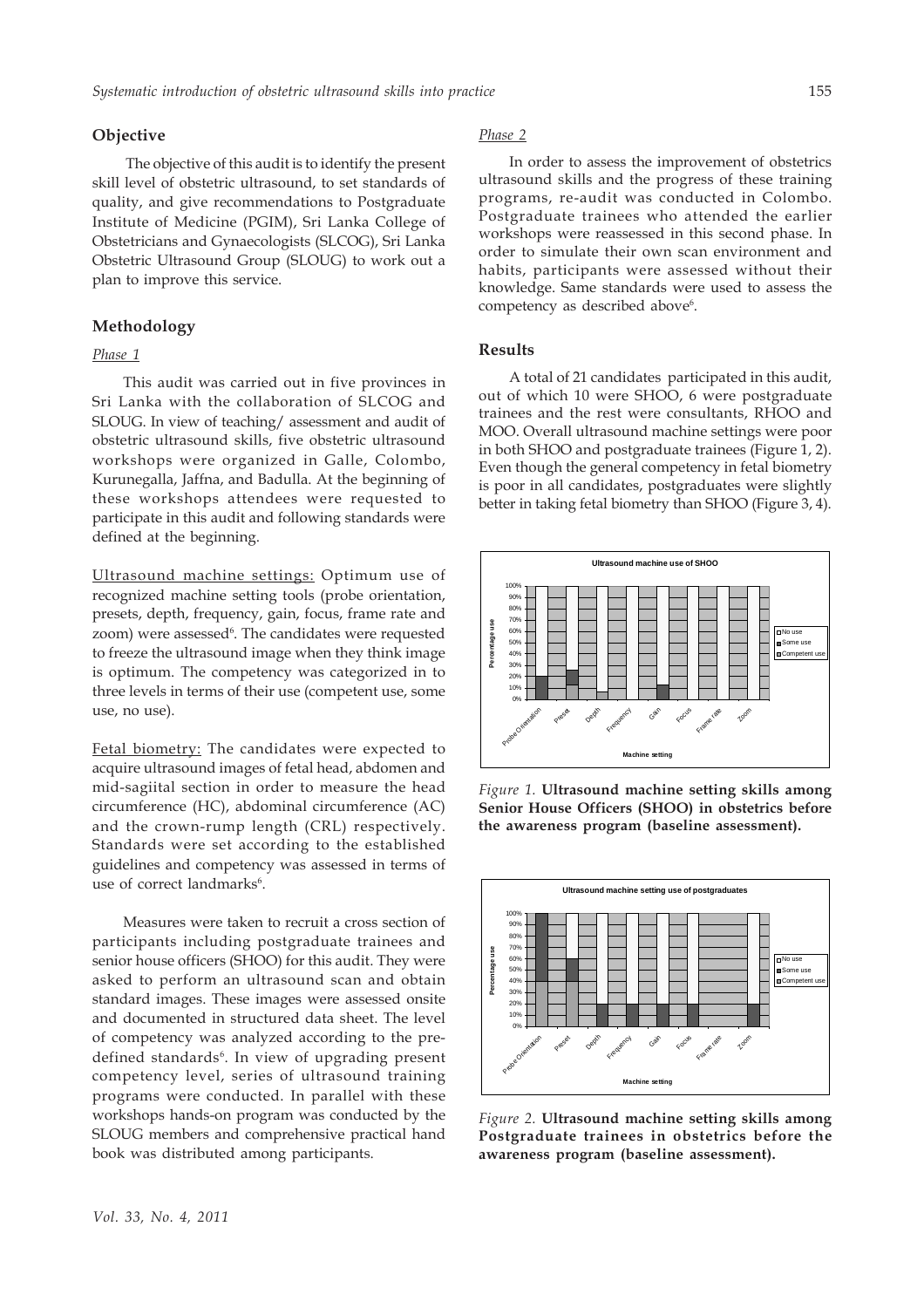## Objective

The objective of this audit is to identify the present skill level of obstetric ultrasound, to set standards of quality, and give recommendations to Postgraduate Institute of Medicine (PGIM), Sri Lanka College of Obstetricians and Gynaecologists (SLCOG), Sri Lanka Obstetric Ultrasound Group (SLOUG) to work out a plan to improve this service.

## Methodology

*Phase 1*

This audit was carried out in five provinces in Sri Lanka with the collaboration of SLCOG and SLOUG. In view of teaching/ assessment and audit of obstetric ultrasound skills, five obstetric ultrasound workshops were organized in Galle, Colombo, Kurunegalla, Jaffna, and Badulla. At the beginning of these workshops attendees were requested to participate in this audit and following standards were defined at the beginning.

Ultrasound machine settings: Optimum use of recognized machine setting tools (probe orientation, presets, depth, frequency, gain, focus, frame rate and zoom) were assessed[6]. The candidates were requested to freeze the ultrasound image when they think image is optimum. The competency was categorized in to three levels in terms of their use (competent use, some use, no use).

Fetal biometry: The candidates were expected to acquire ultrasound images of fetal head, abdomen and mid-sagiital section in order to measure the head circumference (HC), abdominal circumference (AC) and the crown-rump length (CRL) respectively. Standards were set according to the established guidelines and competency was assessed in terms of use of correct landmarks[6].

Measures were taken to recruit a cross section of participants including postgraduate trainees and senior house officers (SHOO) for this audit. They were asked to perform an ultrasound scan and obtain standard images. These images were assessed onsite and documented in structured data sheet. The level of competency was analyzed according to the pre-defined standards[6]. In view of upgrading present competency level, series of ultrasound training programs were conducted. In parallel with these workshops hands-on program was conducted by the SLOUG members and comprehensive practical hand book was distributed among participants.

*Phase 2*

In order to assess the improvement of obstetrics ultrasound skills and the progress of these training programs, re-audit was conducted in Colombo. Postgraduate trainees who attended the earlier workshops were reassessed in this second phase. In order to simulate their own scan environment and habits, participants were assessed without their knowledge. Same standards were used to assess the competency as described above[6].

## Results

A total of 21 candidates participated in this audit, out of which 10 were SHOO, 6 were postgraduate trainees and the rest were consultants, RHOO and MOO. Overall ultrasound machine settings were poor in both SHOO and postgraduate trainees (Figure 1, 2). Even though the general competency in fetal biometry is poor in all candidates, postgraduates were slightly better in taking fetal biometry than SHOO (Figure 3, 4).

*Figure 1.* **Ultrasound machine setting skills among Senior House Officers (SHOO) in obstetrics before the awareness program (baseline assessment).**

*Figure 2.* **Ultrasound machine setting skills among Postgraduate trainees in obstetrics before the awareness program (baseline assessment).**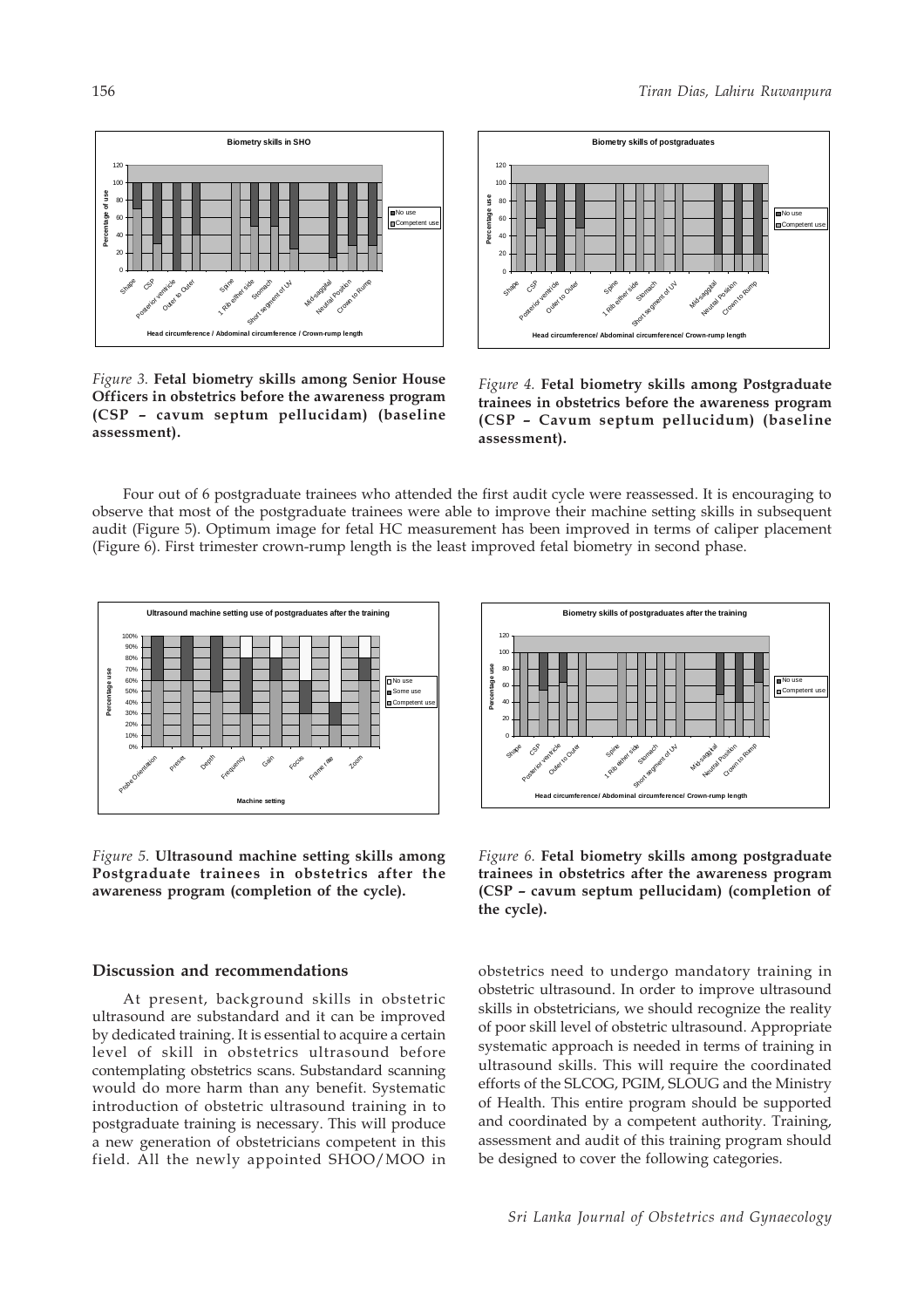*Figure 3.* **Fetal biometry skills among Senior House Officers in obstetrics before the awareness program (CSP – cavum septum pellucidam) (baseline assessment).**

*Figure 4.* **Fetal biometry skills among Postgraduate trainees in obstetrics before the awareness program (CSP – Cavum septum pellucidum) (baseline assessment).**

Four out of 6 postgraduate trainees who attended the first audit cycle were reassessed. It is encouraging to observe that most of the postgraduate trainees were able to improve their machine setting skills in subsequent audit (Figure 5). Optimum image for fetal HC measurement has been improved in terms of caliper placement (Figure 6). First trimester crown-rump length is the least improved fetal biometry in second phase.

*Figure 5.* **Ultrasound machine setting skills among Postgraduate trainees in obstetrics after the awareness program (completion of the cycle).**

*Figure 6.* **Fetal biometry skills among postgraduate trainees in obstetrics after the awareness program (CSP – cavum septum pellucidam) (completion of the cycle).**

## Discussion and recommendations

At present, background skills in obstetric ultrasound are substandard and it can be improved by dedicated training. It is essential to acquire a certain level of skill in obstetrics ultrasound before contemplating obstetrics scans. Substandard scanning would do more harm than any benefit. Systematic introduction of obstetric ultrasound training in to postgraduate training is necessary. This will produce a new generation of obstetricians competent in this field. All the newly appointed SHOO/MOO in obstetrics need to undergo mandatory training in obstetric ultrasound. In order to improve ultrasound skills in obstetricians, we should recognize the reality of poor skill level of obstetric ultrasound. Appropriate systematic approach is needed in terms of training in ultrasound skills. This will require the coordinated efforts of the SLCOG, PGIM, SLOUG and the Ministry of Health. This entire program should be supported and coordinated by a competent authority. Training, assessment and audit of this training program should be designed to cover the following categories.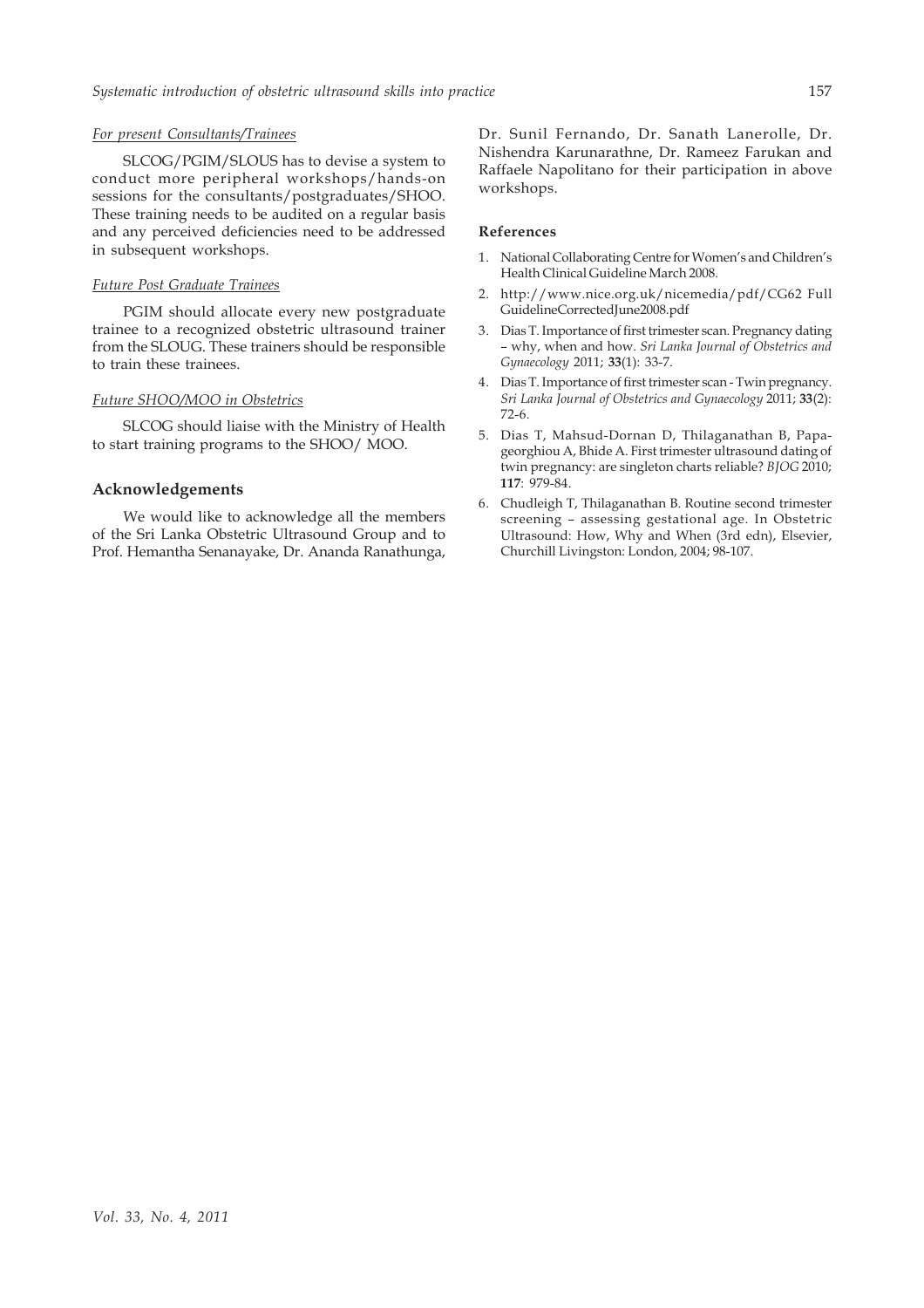*For present Consultants/Trainees*

SLCOG/PGIM/SLOUS has to devise a system to conduct more peripheral workshops/hands-on sessions for the consultants/postgraduates/SHOO. These training needs to be audited on a regular basis and any perceived deficiencies need to be addressed in subsequent workshops.

*Future Post Graduate Trainees*

PGIM should allocate every new postgraduate trainee to a recognized obstetric ultrasound trainer from the SLOUG. These trainers should be responsible to train these trainees.

*Future SHOO/MOO in Obstetrics*

SLCOG should liaise with the Ministry of Health to start training programs to the SHOO/ MOO.

## Acknowledgements

We would like to acknowledge all the members of the Sri Lanka Obstetric Ultrasound Group and to Prof. Hemantha Senanayake, Dr. Ananda Ranathunga, Dr. Sunil Fernando, Dr. Sanath Lanerolle, Dr. Nishendra Karunarathne, Dr. Rameez Farukan and Raffaele Napolitano for their participation in above workshops.

### References

1. National Collaborating Centre for Women's and Children's Health Clinical Guideline March 2008.
2. http://www.nice.org.uk/nicemedia/pdf/CG62 Full GuidelineCorrectedJune2008.pdf
3. Dias T. Importance of first trimester scan. Pregnancy dating – why, when and how. *Sri Lanka Journal of Obstetrics and Gynaecology* 2011; **33**(1): 33-7.
4. Dias T. Importance of first trimester scan - Twin pregnancy. *Sri Lanka Journal of Obstetrics and Gynaecology* 2011; **33**(2): 72-6.
5. Dias T, Mahsud-Dornan D, Thilaganathan B, Papageorghiou A, Bhide A. First trimester ultrasound dating of twin pregnancy: are singleton charts reliable? *BJOG* 2010; **117**: 979-84.
6. Chudleigh T, Thilaganathan B. Routine second trimester screening – assessing gestational age. In Obstetric Ultrasound: How, Why and When (3rd edn), Elsevier, Churchill Livingston: London, 2004; 98-107.